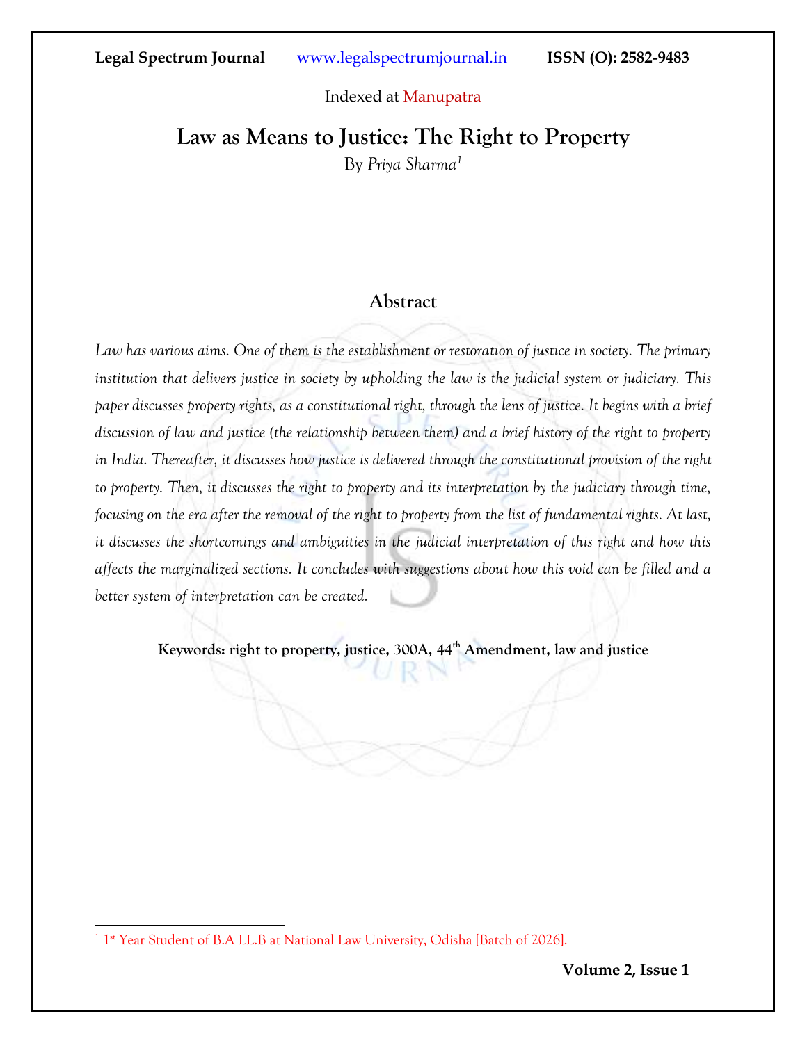# Law as Means to Justice: The Right to Property

By *Priya Sharma*[1]

## Abstract

*Law has various aims. One of them is the establishment or restoration of justice in society. The primary institution that delivers justice in society by upholding the law is the judicial system or judiciary. This paper discusses property rights, as a constitutional right, through the lens of justice. It begins with a brief discussion of law and justice (the relationship between them) and a brief history of the right to property in India. Thereafter, it discusses how justice is delivered through the constitutional provision of the right to property. Then, it discusses the right to property and its interpretation by the judiciary through time, focusing on the era after the removal of the right to property from the list of fundamental rights. At last, it discusses the shortcomings and ambiguities in the judicial interpretation of this right and how this affects the marginalized sections. It concludes with suggestions about how this void can be filled and a better system of interpretation can be created.*

**Keywords: right to property, justice, 300A, 44th Amendment, law and justice**

---

[1] 1st Year Student of B.A LL.B at National Law University, Odisha [Batch of 2026].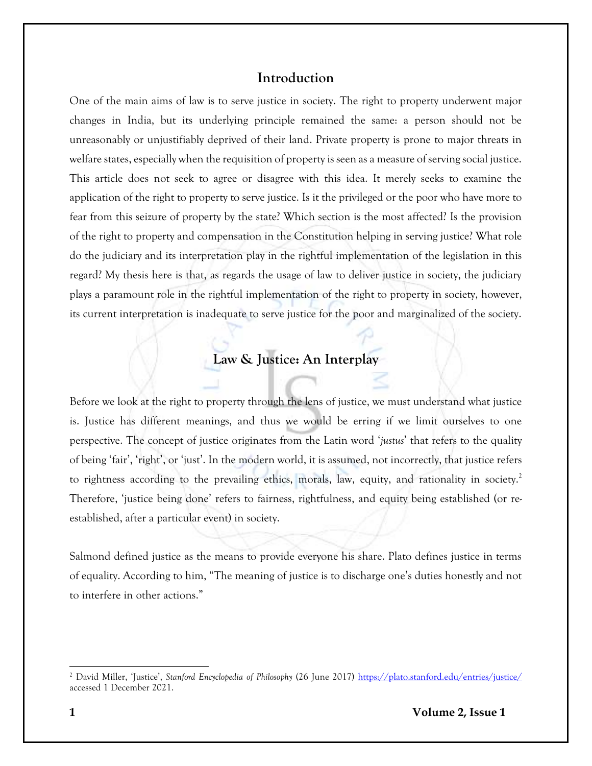## Introduction

One of the main aims of law is to serve justice in society. The right to property underwent major changes in India, but its underlying principle remained the same: a person should not be unreasonably or unjustifiably deprived of their land. Private property is prone to major threats in welfare states, especially when the requisition of property is seen as a measure of serving social justice. This article does not seek to agree or disagree with this idea. It merely seeks to examine the application of the right to property to serve justice. Is it the privileged or the poor who have more to fear from this seizure of property by the state? Which section is the most affected? Is the provision of the right to property and compensation in the Constitution helping in serving justice? What role do the judiciary and its interpretation play in the rightful implementation of the legislation in this regard? My thesis here is that, as regards the usage of law to deliver justice in society, the judiciary plays a paramount role in the rightful implementation of the right to property in society, however, its current interpretation is inadequate to serve justice for the poor and marginalized of the society.

## Law & Justice: An Interplay

Before we look at the right to property through the lens of justice, we must understand what justice is. Justice has different meanings, and thus we would be erring if we limit ourselves to one perspective. The concept of justice originates from the Latin word '*justus*' that refers to the quality of being 'fair', 'right', or 'just'. In the modern world, it is assumed, not incorrectly, that justice refers to rightness according to the prevailing ethics, morals, law, equity, and rationality in society.[2] Therefore, 'justice being done' refers to fairness, rightfulness, and equity being established (or re-established, after a particular event) in society.

Salmond defined justice as the means to provide everyone his share. Plato defines justice in terms of equality. According to him, "The meaning of justice is to discharge one's duties honestly and not to interfere in other actions."

---

[2] David Miller, 'Justice', *Stanford Encyclopedia of Philosophy* (26 June 2017) https://plato.stanford.edu/entries/justice/ accessed 1 December 2021.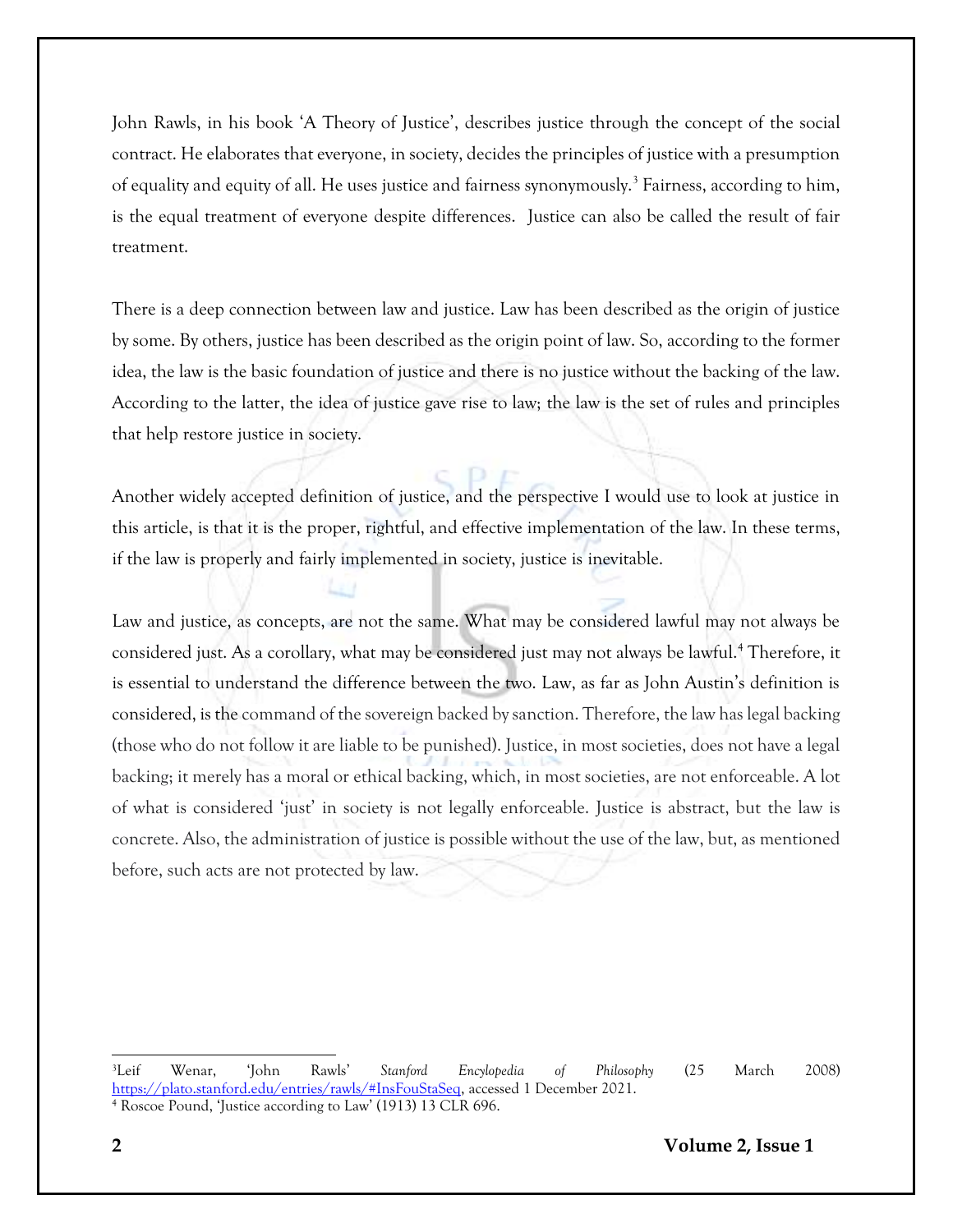John Rawls, in his book 'A Theory of Justice', describes justice through the concept of the social contract. He elaborates that everyone, in society, decides the principles of justice with a presumption of equality and equity of all. He uses justice and fairness synonymously.[3] Fairness, according to him, is the equal treatment of everyone despite differences. Justice can also be called the result of fair treatment.

There is a deep connection between law and justice. Law has been described as the origin of justice by some. By others, justice has been described as the origin point of law. So, according to the former idea, the law is the basic foundation of justice and there is no justice without the backing of the law. According to the latter, the idea of justice gave rise to law; the law is the set of rules and principles that help restore justice in society.

Another widely accepted definition of justice, and the perspective I would use to look at justice in this article, is that it is the proper, rightful, and effective implementation of the law. In these terms, if the law is properly and fairly implemented in society, justice is inevitable.

Law and justice, as concepts, are not the same. What may be considered lawful may not always be considered just. As a corollary, what may be considered just may not always be lawful.[4] Therefore, it is essential to understand the difference between the two. Law, as far as John Austin's definition is considered, is the command of the sovereign backed by sanction. Therefore, the law has legal backing (those who do not follow it are liable to be punished). Justice, in most societies, does not have a legal backing; it merely has a moral or ethical backing, which, in most societies, are not enforceable. A lot of what is considered 'just' in society is not legally enforceable. Justice is abstract, but the law is concrete. Also, the administration of justice is possible without the use of the law, but, as mentioned before, such acts are not protected by law.

---

[3] Leif Wenar, 'John Rawls' *Stanford Encyclopedia of Philosophy* (25 March 2008) https://plato.stanford.edu/entries/rawls/#InsFouStaSeq, accessed 1 December 2021.

[4] Roscoe Pound, 'Justice according to Law' (1913) 13 CLR 696.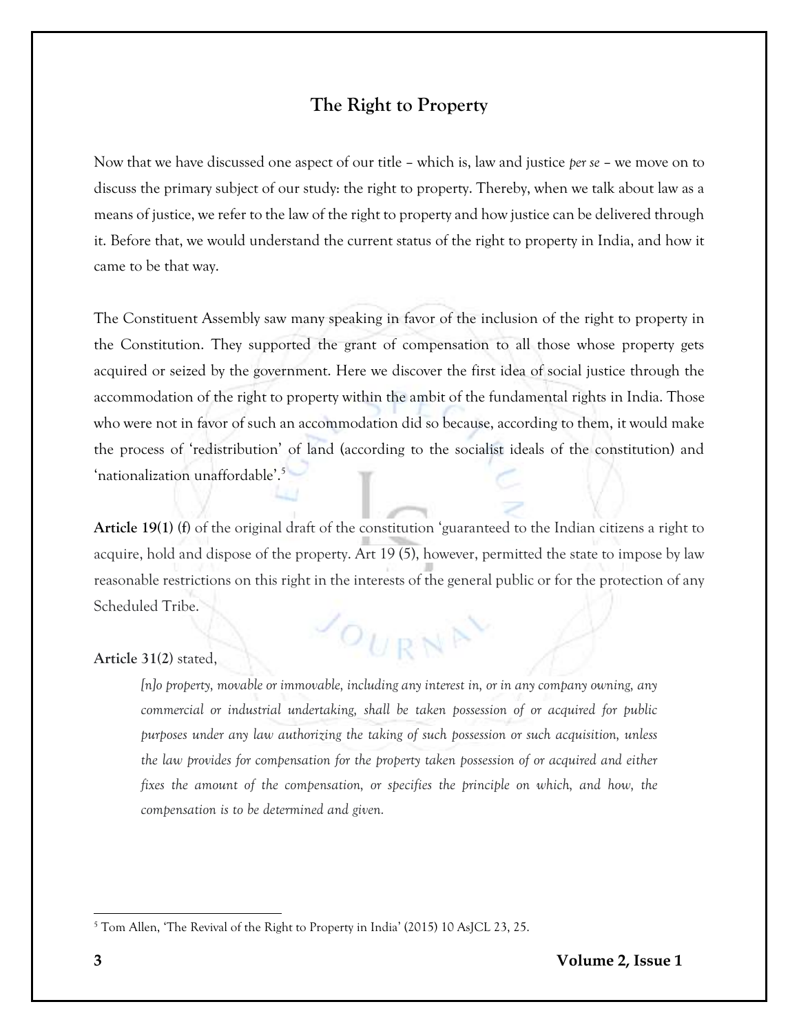## The Right to Property

Now that we have discussed one aspect of our title – which is, law and justice *per se* – we move on to discuss the primary subject of our study: the right to property. Thereby, when we talk about law as a means of justice, we refer to the law of the right to property and how justice can be delivered through it. Before that, we would understand the current status of the right to property in India, and how it came to be that way.

The Constituent Assembly saw many speaking in favor of the inclusion of the right to property in the Constitution. They supported the grant of compensation to all those whose property gets acquired or seized by the government. Here we discover the first idea of social justice through the accommodation of the right to property within the ambit of the fundamental rights in India. Those who were not in favor of such an accommodation did so because, according to them, it would make the process of 'redistribution' of land (according to the socialist ideals of the constitution) and 'nationalization unaffordable'.[5]

**Article 19(1) (f)** of the original draft of the constitution 'guaranteed to the Indian citizens a right to acquire, hold and dispose of the property. Art 19 (5), however, permitted the state to impose by law reasonable restrictions on this right in the interests of the general public or for the protection of any Scheduled Tribe.

**Article 31(2)** stated,

> *[n]o property, movable or immovable, including any interest in, or in any company owning, any commercial or industrial undertaking, shall be taken possession of or acquired for public purposes under any law authorizing the taking of such possession or such acquisition, unless the law provides for compensation for the property taken possession of or acquired and either fixes the amount of the compensation, or specifies the principle on which, and how, the compensation is to be determined and given.*

---

[5] Tom Allen, 'The Revival of the Right to Property in India' (2015) 10 AsJCL 23, 25.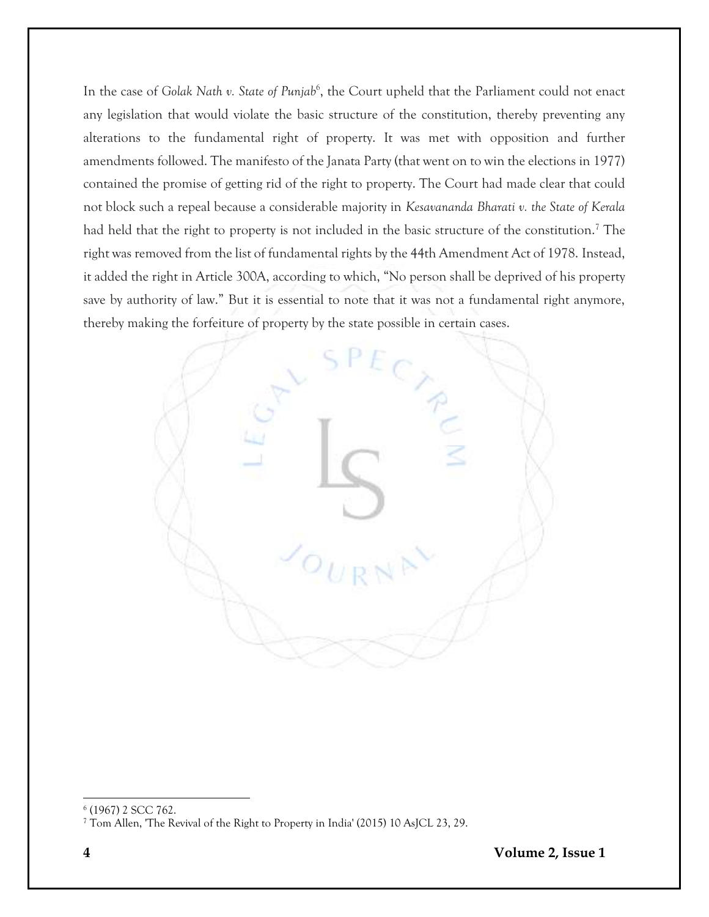In the case of *Golak Nath v. State of Punjab*[6], the Court upheld that the Parliament could not enact any legislation that would violate the basic structure of the constitution, thereby preventing any alterations to the fundamental right of property. It was met with opposition and further amendments followed. The manifesto of the Janata Party (that went on to win the elections in 1977) contained the promise of getting rid of the right to property. The Court had made clear that could not block such a repeal because a considerable majority in *Kesavananda Bharati v. the State of Kerala* had held that the right to property is not included in the basic structure of the constitution.[7] The right was removed from the list of fundamental rights by the 44th Amendment Act of 1978. Instead, it added the right in Article 300A, according to which, "No person shall be deprived of his property save by authority of law." But it is essential to note that it was not a fundamental right anymore, thereby making the forfeiture of property by the state possible in certain cases.

---

[6] (1967) 2 SCC 762.

[7] Tom Allen, 'The Revival of the Right to Property in India' (2015) 10 AsJCL 23, 29.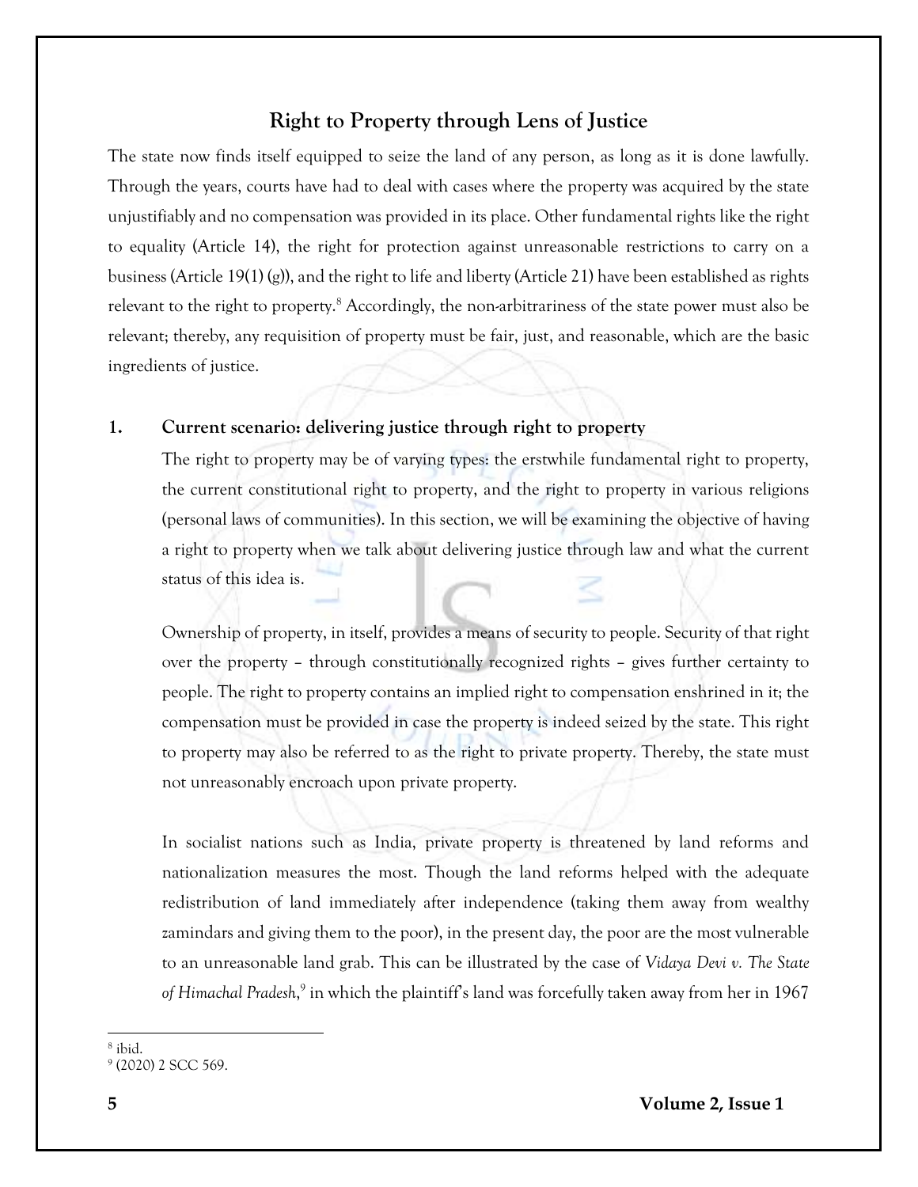## Right to Property through Lens of Justice

The state now finds itself equipped to seize the land of any person, as long as it is done lawfully. Through the years, courts have had to deal with cases where the property was acquired by the state unjustifiably and no compensation was provided in its place. Other fundamental rights like the right to equality (Article 14), the right for protection against unreasonable restrictions to carry on a business (Article 19(1) (g)), and the right to life and liberty (Article 21) have been established as rights relevant to the right to property.[8] Accordingly, the non-arbitrariness of the state power must also be relevant; thereby, any requisition of property must be fair, just, and reasonable, which are the basic ingredients of justice.

### 1. Current scenario: delivering justice through right to property

The right to property may be of varying types: the erstwhile fundamental right to property, the current constitutional right to property, and the right to property in various religions (personal laws of communities). In this section, we will be examining the objective of having a right to property when we talk about delivering justice through law and what the current status of this idea is.

Ownership of property, in itself, provides a means of security to people. Security of that right over the property – through constitutionally recognized rights – gives further certainty to people. The right to property contains an implied right to compensation enshrined in it; the compensation must be provided in case the property is indeed seized by the state. This right to property may also be referred to as the right to private property. Thereby, the state must not unreasonably encroach upon private property.

In socialist nations such as India, private property is threatened by land reforms and nationalization measures the most. Though the land reforms helped with the adequate redistribution of land immediately after independence (taking them away from wealthy zamindars and giving them to the poor), in the present day, the poor are the most vulnerable to an unreasonable land grab. This can be illustrated by the case of *Vidaya Devi v. The State of Himachal Pradesh*,[9] in which the plaintiff's land was forcefully taken away from her in 1967

---

[8] ibid.

[9] (2020) 2 SCC 569.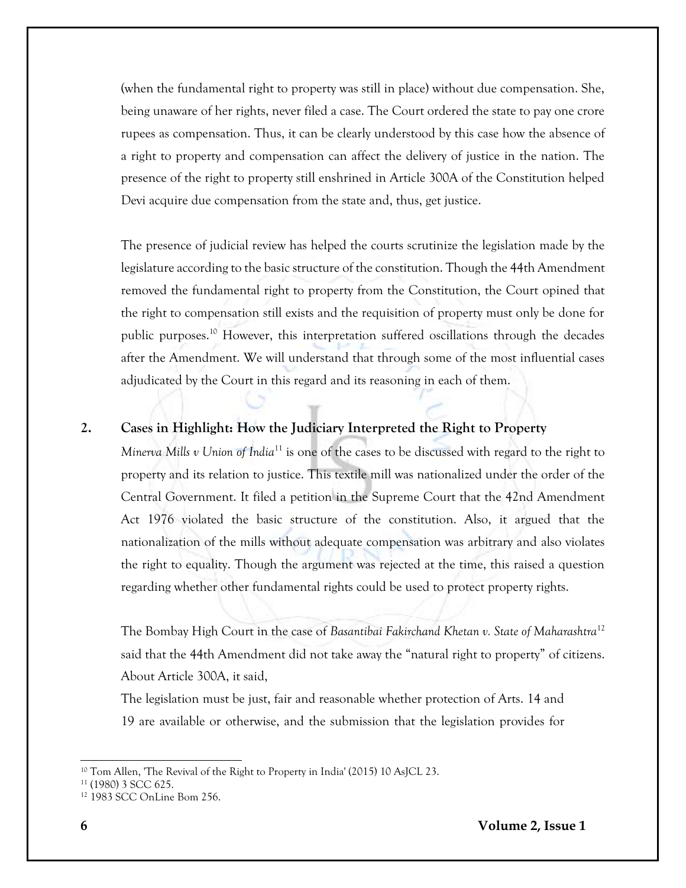(when the fundamental right to property was still in place) without due compensation. She, being unaware of her rights, never filed a case. The Court ordered the state to pay one crore rupees as compensation. Thus, it can be clearly understood by this case how the absence of a right to property and compensation can affect the delivery of justice in the nation. The presence of the right to property still enshrined in Article 300A of the Constitution helped Devi acquire due compensation from the state and, thus, get justice.

The presence of judicial review has helped the courts scrutinize the legislation made by the legislature according to the basic structure of the constitution. Though the 44th Amendment removed the fundamental right to property from the Constitution, the Court opined that the right to compensation still exists and the requisition of property must only be done for public purposes.[10] However, this interpretation suffered oscillations through the decades after the Amendment. We will understand that through some of the most influential cases adjudicated by the Court in this regard and its reasoning in each of them.

## 2. Cases in Highlight: How the Judiciary Interpreted the Right to Property

*Minerva Mills v Union of India*[11] is one of the cases to be discussed with regard to the right to property and its relation to justice. This textile mill was nationalized under the order of the Central Government. It filed a petition in the Supreme Court that the 42nd Amendment Act 1976 violated the basic structure of the constitution. Also, it argued that the nationalization of the mills without adequate compensation was arbitrary and also violates the right to equality. Though the argument was rejected at the time, this raised a question regarding whether other fundamental rights could be used to protect property rights.

The Bombay High Court in the case of *Basantibai Fakirchand Khetan v. State of Maharashtra*[12] said that the 44th Amendment did not take away the "natural right to property" of citizens. About Article 300A, it said,

The legislation must be just, fair and reasonable whether protection of Arts. 14 and 19 are available or otherwise, and the submission that the legislation provides for

---

[10] Tom Allen, 'The Revival of the Right to Property in India' (2015) 10 AsJCL 23.

[11] (1980) 3 SCC 625.

[12] 1983 SCC OnLine Bom 256.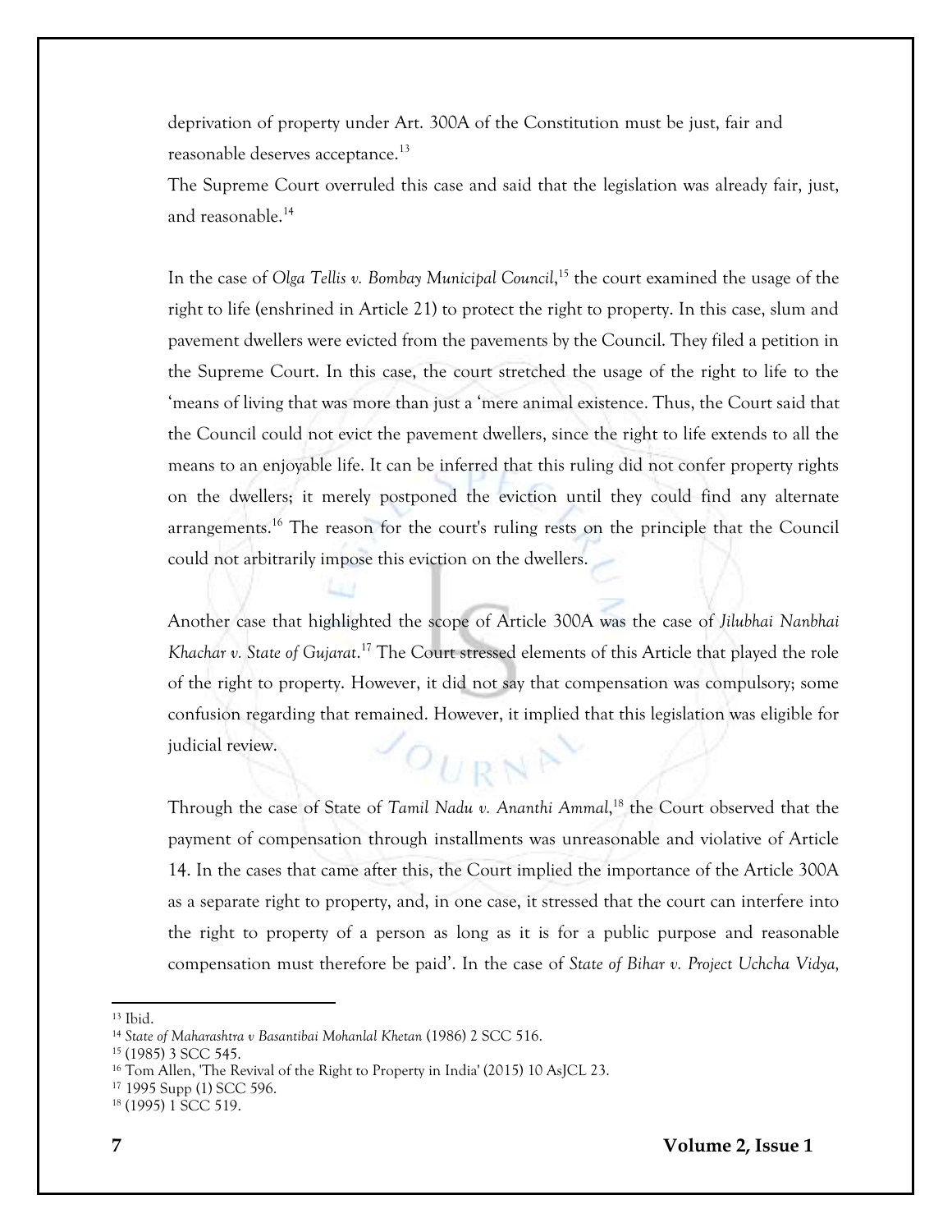deprivation of property under Art. 300A of the Constitution must be just, fair and reasonable deserves acceptance.[13]

The Supreme Court overruled this case and said that the legislation was already fair, just, and reasonable.[14]

In the case of *Olga Tellis v. Bombay Municipal Council*,[15] the court examined the usage of the right to life (enshrined in Article 21) to protect the right to property. In this case, slum and pavement dwellers were evicted from the pavements by the Council. They filed a petition in the Supreme Court. In this case, the court stretched the usage of the right to life to the 'means of living that was more than just a 'mere animal existence. Thus, the Court said that the Council could not evict the pavement dwellers, since the right to life extends to all the means to an enjoyable life. It can be inferred that this ruling did not confer property rights on the dwellers; it merely postponed the eviction until they could find any alternate arrangements.[16] The reason for the court's ruling rests on the principle that the Council could not arbitrarily impose this eviction on the dwellers.

Another case that highlighted the scope of Article 300A was the case of *Jilubhai Nanbhai Khachar v. State of Gujarat*.[17] The Court stressed elements of this Article that played the role of the right to property. However, it did not say that compensation was compulsory; some confusion regarding that remained. However, it implied that this legislation was eligible for judicial review.

Through the case of State of *Tamil Nadu v. Ananthi Ammal*,[18] the Court observed that the payment of compensation through installments was unreasonable and violative of Article 14. In the cases that came after this, the Court implied the importance of the Article 300A as a separate right to property, and, in one case, it stressed that the court can interfere into the right to property of a person as long as it is for a public purpose and reasonable compensation must therefore be paid'. In the case of *State of Bihar v. Project Uchcha Vidya,*

---

[13] Ibid.

[14] *State of Maharashtra v Basantibai Mohanlal Khetan* (1986) 2 SCC 516.

[15] (1985) 3 SCC 545.

[16] Tom Allen, 'The Revival of the Right to Property in India' (2015) 10 AsJCL 23.

[17] 1995 Supp (1) SCC 596.

[18] (1995) 1 SCC 519.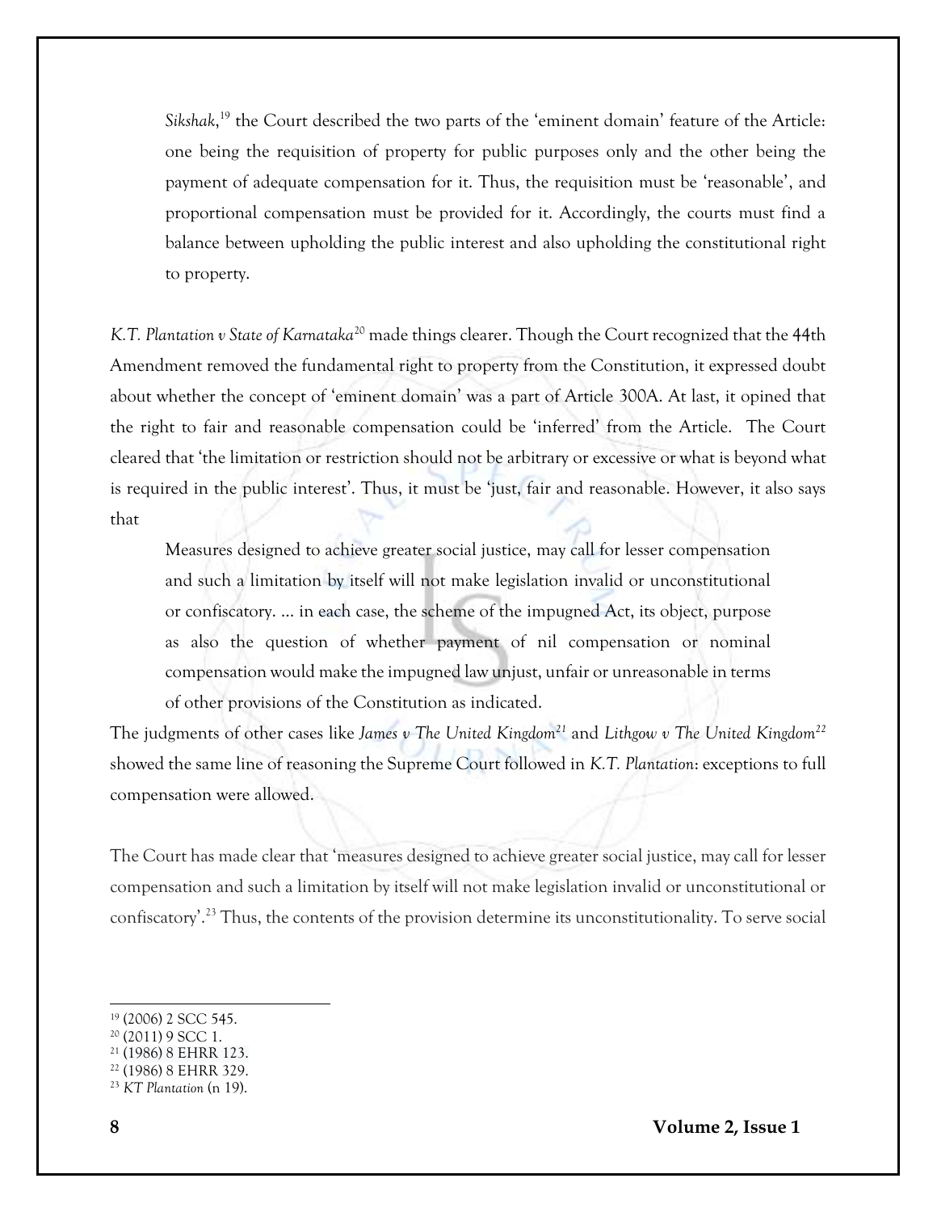*Sikshak*,[19] the Court described the two parts of the 'eminent domain' feature of the Article: one being the requisition of property for public purposes only and the other being the payment of adequate compensation for it. Thus, the requisition must be 'reasonable', and proportional compensation must be provided for it. Accordingly, the courts must find a balance between upholding the public interest and also upholding the constitutional right to property.

*K.T. Plantation v State of Karnataka*[20] made things clearer. Though the Court recognized that the 44th Amendment removed the fundamental right to property from the Constitution, it expressed doubt about whether the concept of 'eminent domain' was a part of Article 300A. At last, it opined that the right to fair and reasonable compensation could be 'inferred' from the Article. The Court cleared that 'the limitation or restriction should not be arbitrary or excessive or what is beyond what is required in the public interest'. Thus, it must be 'just, fair and reasonable. However, it also says that

> Measures designed to achieve greater social justice, may call for lesser compensation and such a limitation by itself will not make legislation invalid or unconstitutional or confiscatory. ... in each case, the scheme of the impugned Act, its object, purpose as also the question of whether payment of nil compensation or nominal compensation would make the impugned law unjust, unfair or unreasonable in terms of other provisions of the Constitution as indicated.

The judgments of other cases like *James v The United Kingdom*[21] and *Lithgow v The United Kingdom*[22] showed the same line of reasoning the Supreme Court followed in *K.T. Plantation*: exceptions to full compensation were allowed.

The Court has made clear that 'measures designed to achieve greater social justice, may call for lesser compensation and such a limitation by itself will not make legislation invalid or unconstitutional or confiscatory'.[23] Thus, the contents of the provision determine its unconstitutionality. To serve social

---

[19] (2006) 2 SCC 545.
[20] (2011) 9 SCC 1.
[21] (1986) 8 EHRR 123.
[22] (1986) 8 EHRR 329.
[23] *KT Plantation* (n 19).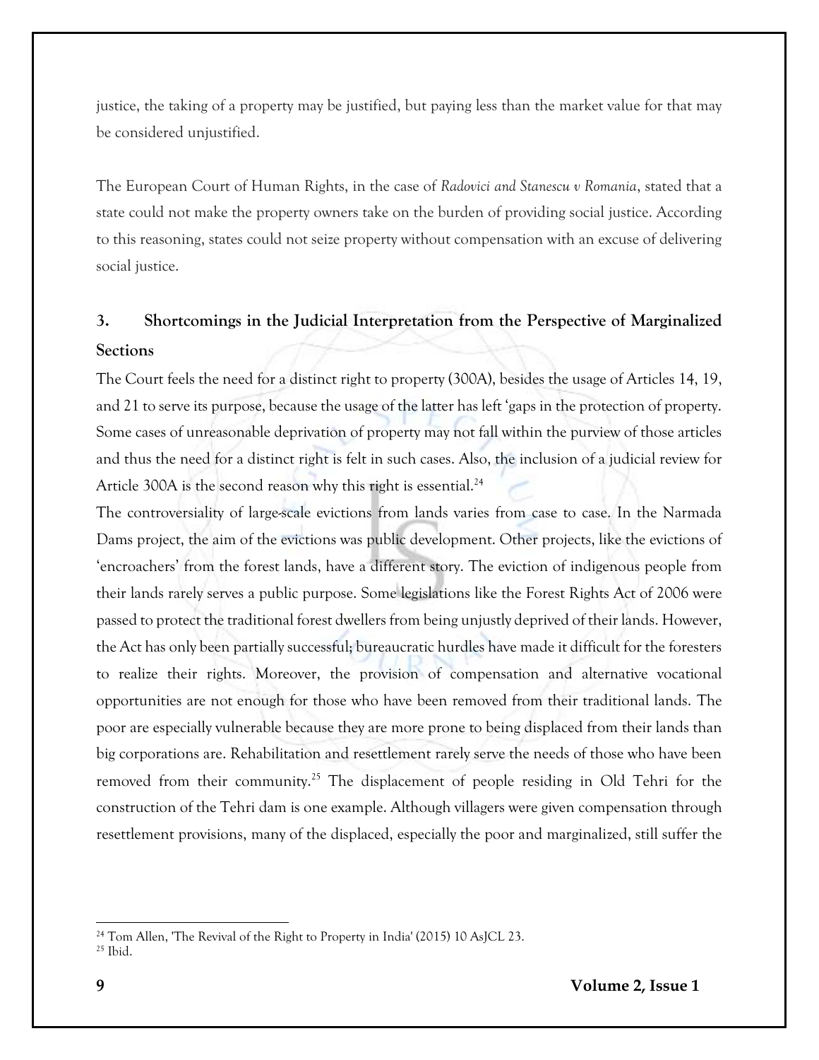justice, the taking of a property may be justified, but paying less than the market value for that may be considered unjustified.

The European Court of Human Rights, in the case of *Radovici and Stanescu v Romania*, stated that a state could not make the property owners take on the burden of providing social justice. According to this reasoning, states could not seize property without compensation with an excuse of delivering social justice.

## 3. Shortcomings in the Judicial Interpretation from the Perspective of Marginalized Sections

The Court feels the need for a distinct right to property (300A), besides the usage of Articles 14, 19, and 21 to serve its purpose, because the usage of the latter has left 'gaps in the protection of property. Some cases of unreasonable deprivation of property may not fall within the purview of those articles and thus the need for a distinct right is felt in such cases. Also, the inclusion of a judicial review for Article 300A is the second reason why this right is essential.[24]

The controversiality of large-scale evictions from lands varies from case to case. In the Narmada Dams project, the aim of the evictions was public development. Other projects, like the evictions of 'encroachers' from the forest lands, have a different story. The eviction of indigenous people from their lands rarely serves a public purpose. Some legislations like the Forest Rights Act of 2006 were passed to protect the traditional forest dwellers from being unjustly deprived of their lands. However, the Act has only been partially successful; bureaucratic hurdles have made it difficult for the foresters to realize their rights. Moreover, the provision of compensation and alternative vocational opportunities are not enough for those who have been removed from their traditional lands. The poor are especially vulnerable because they are more prone to being displaced from their lands than big corporations are. Rehabilitation and resettlement rarely serve the needs of those who have been removed from their community.[25] The displacement of people residing in Old Tehri for the construction of the Tehri dam is one example. Although villagers were given compensation through resettlement provisions, many of the displaced, especially the poor and marginalized, still suffer the

---

[24] Tom Allen, 'The Revival of the Right to Property in India' (2015) 10 AsJCL 23.

[25] Ibid.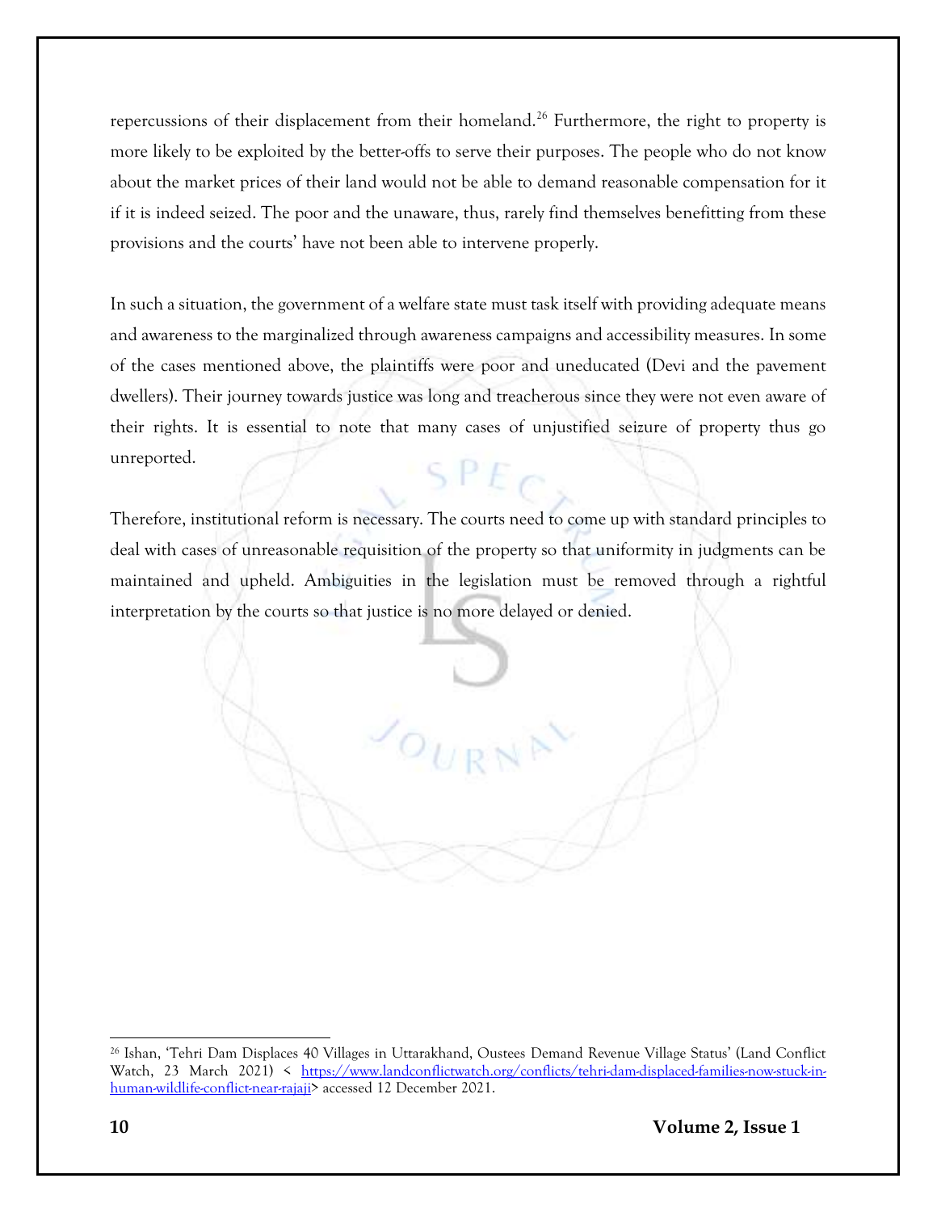repercussions of their displacement from their homeland.[26] Furthermore, the right to property is more likely to be exploited by the better-offs to serve their purposes. The people who do not know about the market prices of their land would not be able to demand reasonable compensation for it if it is indeed seized. The poor and the unaware, thus, rarely find themselves benefitting from these provisions and the courts' have not been able to intervene properly.

In such a situation, the government of a welfare state must task itself with providing adequate means and awareness to the marginalized through awareness campaigns and accessibility measures. In some of the cases mentioned above, the plaintiffs were poor and uneducated (Devi and the pavement dwellers). Their journey towards justice was long and treacherous since they were not even aware of their rights. It is essential to note that many cases of unjustified seizure of property thus go unreported.

Therefore, institutional reform is necessary. The courts need to come up with standard principles to deal with cases of unreasonable requisition of the property so that uniformity in judgments can be maintained and upheld. Ambiguities in the legislation must be removed through a rightful interpretation by the courts so that justice is no more delayed or denied.

---

[26] Ishan, 'Tehri Dam Displaces 40 Villages in Uttarakhand, Oustees Demand Revenue Village Status' (Land Conflict Watch, 23 March 2021) < https://www.landconflictwatch.org/conflicts/tehri-dam-displaced-families-now-stuck-in-human-wildlife-conflict-near-rajaji> accessed 12 December 2021.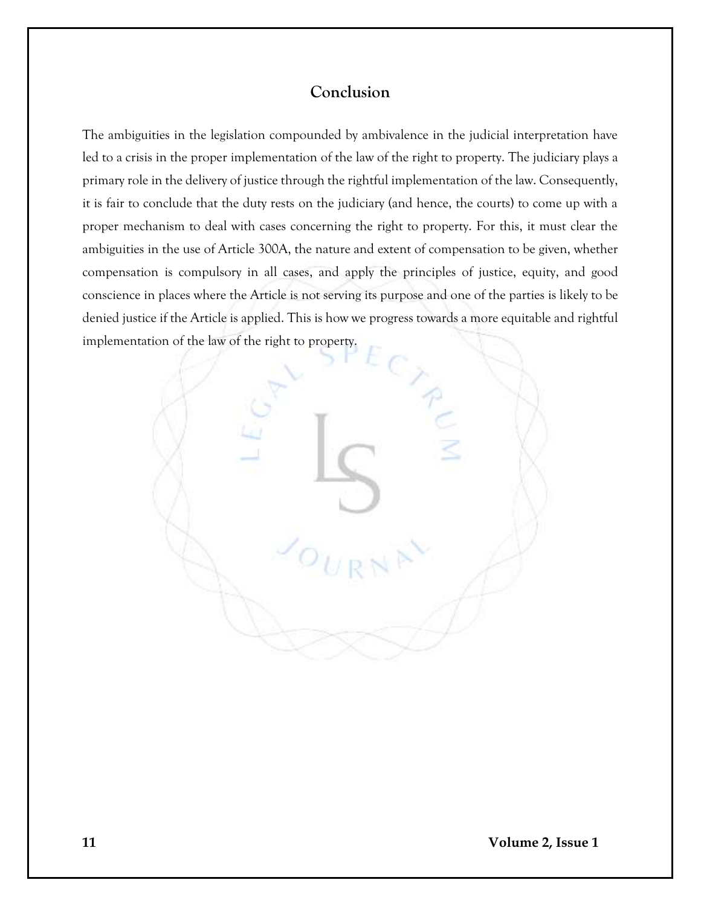## Conclusion

The ambiguities in the legislation compounded by ambivalence in the judicial interpretation have led to a crisis in the proper implementation of the law of the right to property. The judiciary plays a primary role in the delivery of justice through the rightful implementation of the law. Consequently, it is fair to conclude that the duty rests on the judiciary (and hence, the courts) to come up with a proper mechanism to deal with cases concerning the right to property. For this, it must clear the ambiguities in the use of Article 300A, the nature and extent of compensation to be given, whether compensation is compulsory in all cases, and apply the principles of justice, equity, and good conscience in places where the Article is not serving its purpose and one of the parties is likely to be denied justice if the Article is applied. This is how we progress towards a more equitable and rightful implementation of the law of the right to property.